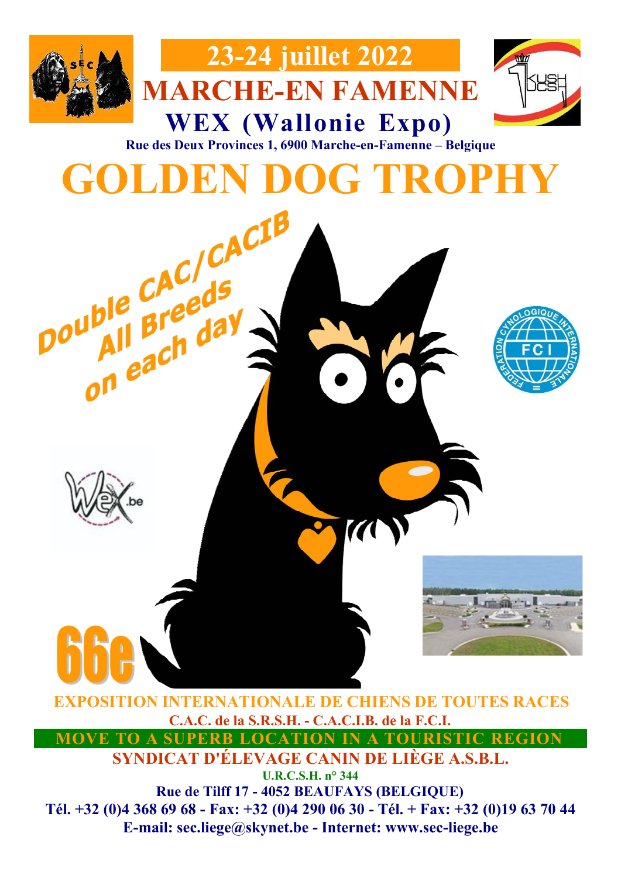# 23-24 juillet 2022

## MARCHE-EN FAMENNE

## WEX (Wallonie Expo)

**Rue des Deux Provinces 1, 6900 Marche-en-Famenne – Belgique**

# GOLDEN DOG TROPHY

**Double CAC/CACIB All Breeds on each day**

**66e**

**EXPOSITION INTERNATIONALE DE CHIENS DE TOUTES RACES**

**C.A.C. de la S.R.S.H. - C.A.C.I.B. de la F.C.I.**

**MOVE TO A SUPERB LOCATION IN A TOURISTIC REGION**

**SYNDICAT D'ÉLEVAGE CANIN DE LIÈGE A.S.B.L.**

**U.R.C.S.H. n° 344**

**Rue de Tilff 17 - 4052 BEAUFAYS (BELGIQUE)**

**Tél. +32 (0)4 368 69 68 - Fax: +32 (0)4 290 06 30 - Tél. + Fax: +32 (0)19 63 70 44**

**E-mail: sec.liege@skynet.be - Internet: www.sec-liege.be**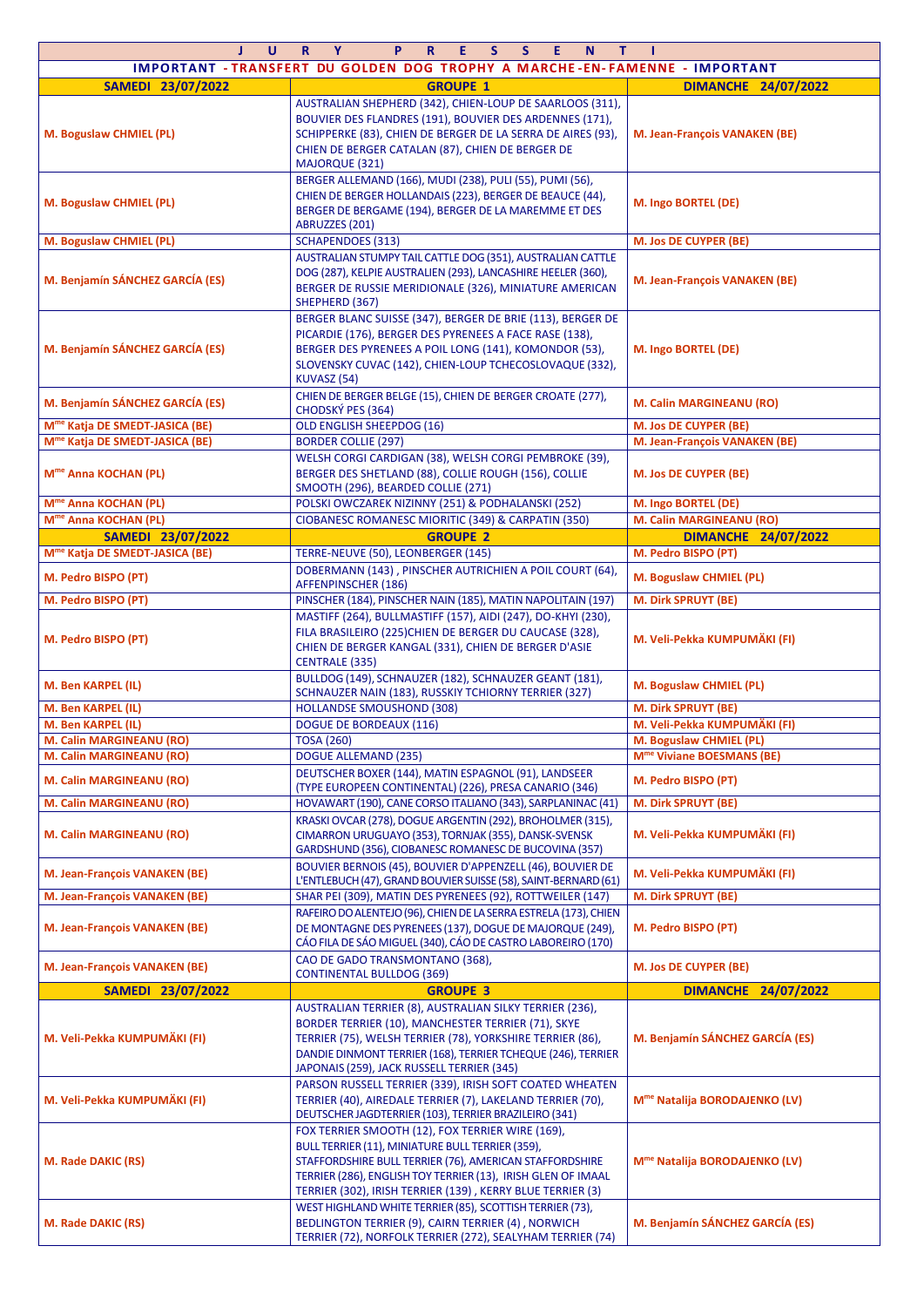| J U R Y P R E S E N T I | | |
|---|---|---|
| **IMPORTANT - TRANSFERT DU GOLDEN DOG TROPHY A MARCHE-EN-FAMENNE - IMPORTANT** | | |
| **SAMEDI 23/07/2022** | **GROUPE 1** | **DIMANCHE 24/07/2022** |
| M. Boguslaw CHMIEL (PL) | AUSTRALIAN SHEPHERD (342), CHIEN-LOUP DE SAARLOOS (311), BOUVIER DES FLANDRES (191), BOUVIER DES ARDENNES (171), SCHIPPERKE (83), CHIEN DE BERGER DE LA SERRA DE AIRES (93), CHIEN DE BERGER CATALAN (87), CHIEN DE BERGER DE MAJORQUE (321) | M. Jean-François VANAKEN (BE) |
| M. Boguslaw CHMIEL (PL) | BERGER ALLEMAND (166), MUDI (238), PULI (55), PUMI (56), CHIEN DE BERGER HOLLANDAIS (223), BERGER DE BEAUCE (44), BERGER DE BERGAME (194), BERGER DE LA MAREMME ET DES ABRUZZES (201) | M. Ingo BORTEL (DE) |
| M. Boguslaw CHMIEL (PL) | SCHAPENDOES (313) | M. Jos DE CUYPER (BE) |
| M. Benjamín SÁNCHEZ GARCÍA (ES) | AUSTRALIAN STUMPY TAIL CATTLE DOG (351), AUSTRALIAN CATTLE DOG (287), KELPIE AUSTRALIEN (293), LANCASHIRE HEELER (360), BERGER DE RUSSIE MERIDIONALE (326), MINIATURE AMERICAN SHEPHERD (367) | M. Jean-François VANAKEN (BE) |
| M. Benjamín SÁNCHEZ GARCÍA (ES) | BERGER BLANC SUISSE (347), BERGER DE BRIE (113), BERGER DE PICARDIE (176), BERGER DES PYRENEES A FACE RASE (138), BERGER DES PYRENEES A POIL LONG (141), KOMONDOR (53), SLOVENSKY CUVAC (142), CHIEN-LOUP TCHECOSLOVAQUE (332), KUVASZ (54) | M. Ingo BORTEL (DE) |
| M. Benjamín SÁNCHEZ GARCÍA (ES) | CHIEN DE BERGER BELGE (15), CHIEN DE BERGER CROATE (277), CHODSKÝ PES (364) | M. Calin MARGINEANU (RO) |
| Mme Katja DE SMEDT-JASICA (BE) | OLD ENGLISH SHEEPDOG (16) | M. Jos DE CUYPER (BE) |
| Mme Katja DE SMEDT-JASICA (BE) | BORDER COLLIE (297) | M. Jean-François VANAKEN (BE) |
| Mme Anna KOCHAN (PL) | WELSH CORGI CARDIGAN (38), WELSH CORGI PEMBROKE (39), BERGER DES SHETLAND (88), COLLIE ROUGH (156), COLLIE SMOOTH (296), BEARDED COLLIE (271) | M. Jos DE CUYPER (BE) |
| Mme Anna KOCHAN (PL) | POLSKI OWCZAREK NIZINNY (251) & PODHALANSKI (252) | M. Ingo BORTEL (DE) |
| Mme Anna KOCHAN (PL) | CIOBANESC ROMANESC MIORITIC (349) & CARPATIN (350) | M. Calin MARGINEANU (RO) |
| **SAMEDI 23/07/2022** | **GROUPE 2** | **DIMANCHE 24/07/2022** |
| Mme Katja DE SMEDT-JASICA (BE) | TERRE-NEUVE (50), LEONBERGER (145) | M. Pedro BISPO (PT) |
| M. Pedro BISPO (PT) | DOBERMANN (143) , PINSCHER AUTRICHIEN A POIL COURT (64), AFFENPINSCHER (186) | M. Boguslaw CHMIEL (PL) |
| M. Pedro BISPO (PT) | PINSCHER (184), PINSCHER NAIN (185), MATIN NAPOLITAIN (197) | M. Dirk SPRUYT (BE) |
| M. Pedro BISPO (PT) | MASTIFF (264), BULLMASTIFF (157), AIDI (247), DO-KHYI (230), FILA BRASILEIRO (225)CHIEN DE BERGER DU CAUCASE (328), CHIEN DE BERGER KANGAL (331), CHIEN DE BERGER D'ASIE CENTRALE (335) | M. Veli-Pekka KUMPUMÄKI (FI) |
| M. Ben KARPEL (IL) | BULLDOG (149), SCHNAUZER (182), SCHNAUZER GEANT (181), SCHNAUZER NAIN (183), RUSSKIY TCHIORNY TERRIER (327) | M. Boguslaw CHMIEL (PL) |
| M. Ben KARPEL (IL) | HOLLANDSE SMOUSHOND (308) | M. Dirk SPRUYT (BE) |
| M. Ben KARPEL (IL) | DOGUE DE BORDEAUX (116) | M. Veli-Pekka KUMPUMÄKI (FI) |
| M. Calin MARGINEANU (RO) | TOSA (260) | M. Boguslaw CHMIEL (PL) |
| M. Calin MARGINEANU (RO) | DOGUE ALLEMAND (235) | Mme Viviane BOESMANS (BE) |
| M. Calin MARGINEANU (RO) | DEUTSCHER BOXER (144), MATIN ESPAGNOL (91), LANDSEER (TYPE EUROPEEN CONTINENTAL) (226), PRESA CANARIO (346) | M. Pedro BISPO (PT) |
| M. Calin MARGINEANU (RO) | HOVAWART (190), CANE CORSO ITALIANO (343), SARPLANINAC (41) | M. Dirk SPRUYT (BE) |
| M. Calin MARGINEANU (RO) | KRASKI OVCAR (278), DOGUE ARGENTIN (292), BROHOLMER (315), CIMARRON URUGUAYO (353), TORNJAK (355), DANSK-SVENSK GARDSHUND (356), CIOBANESC ROMANESC DE BUCOVINA (357) | M. Veli-Pekka KUMPUMÄKI (FI) |
| M. Jean-François VANAKEN (BE) | BOUVIER BERNOIS (45), BOUVIER D'APPENZELL (46), BOUVIER DE L'ENTLEBUCH (47), GRAND BOUVIER SUISSE (58), SAINT-BERNARD (61) | M. Veli-Pekka KUMPUMÄKI (FI) |
| M. Jean-François VANAKEN (BE) | SHAR PEI (309), MATIN DES PYRENEES (92), ROTTWEILER (147) | M. Dirk SPRUYT (BE) |
| M. Jean-François VANAKEN (BE) | RAFEIRO DO ALENTEJO (96), CHIEN DE LA SERRA ESTRELA (173), CHIEN DE MONTAGNE DES PYRENEES (137), DOGUE DE MAJORQUE (249), CÁO FILA DE SÁO MIGUEL (340), CÁO DE CASTRO LABOREIRO (170) | M. Pedro BISPO (PT) |
| M. Jean-François VANAKEN (BE) | CAO DE GADO TRANSMONTANO (368), CONTINENTAL BULLDOG (369) | M. Jos DE CUYPER (BE) |
| **SAMEDI 23/07/2022** | **GROUPE 3** | **DIMANCHE 24/07/2022** |
| M. Veli-Pekka KUMPUMÄKI (FI) | AUSTRALIAN TERRIER (8), AUSTRALIAN SILKY TERRIER (236), BORDER TERRIER (10), MANCHESTER TERRIER (71), SKYE TERRIER (75), WELSH TERRIER (78), YORKSHIRE TERRIER (86), DANDIE DINMONT TERRIER (168), TERRIER TCHEQUE (246), TERRIER JAPONAIS (259), JACK RUSSELL TERRIER (345) | M. Benjamín SÁNCHEZ GARCÍA (ES) |
| M. Veli-Pekka KUMPUMÄKI (FI) | PARSON RUSSELL TERRIER (339), IRISH SOFT COATED WHEATEN TERRIER (40), AIREDALE TERRIER (7), LAKELAND TERRIER (70), DEUTSCHER JAGDTERRIER (103), TERRIER BRAZILEIRO (341) | Mme Natalija BORODAJENKO (LV) |
| M. Rade DAKIC (RS) | FOX TERRIER SMOOTH (12), FOX TERRIER WIRE (169), BULL TERRIER (11), MINIATURE BULL TERRIER (359), STAFFORDSHIRE BULL TERRIER (76), AMERICAN STAFFORDSHIRE TERRIER (286), ENGLISH TOY TERRIER (13), IRISH GLEN OF IMAAL TERRIER (302), IRISH TERRIER (139) , KERRY BLUE TERRIER (3) | Mme Natalija BORODAJENKO (LV) |
| M. Rade DAKIC (RS) | WEST HIGHLAND WHITE TERRIER (85), SCOTTISH TERRIER (73), BEDLINGTON TERRIER (9), CAIRN TERRIER (4) , NORWICH TERRIER (72), NORFOLK TERRIER (272), SEALYHAM TERRIER (74) | M. Benjamín SÁNCHEZ GARCÍA (ES) |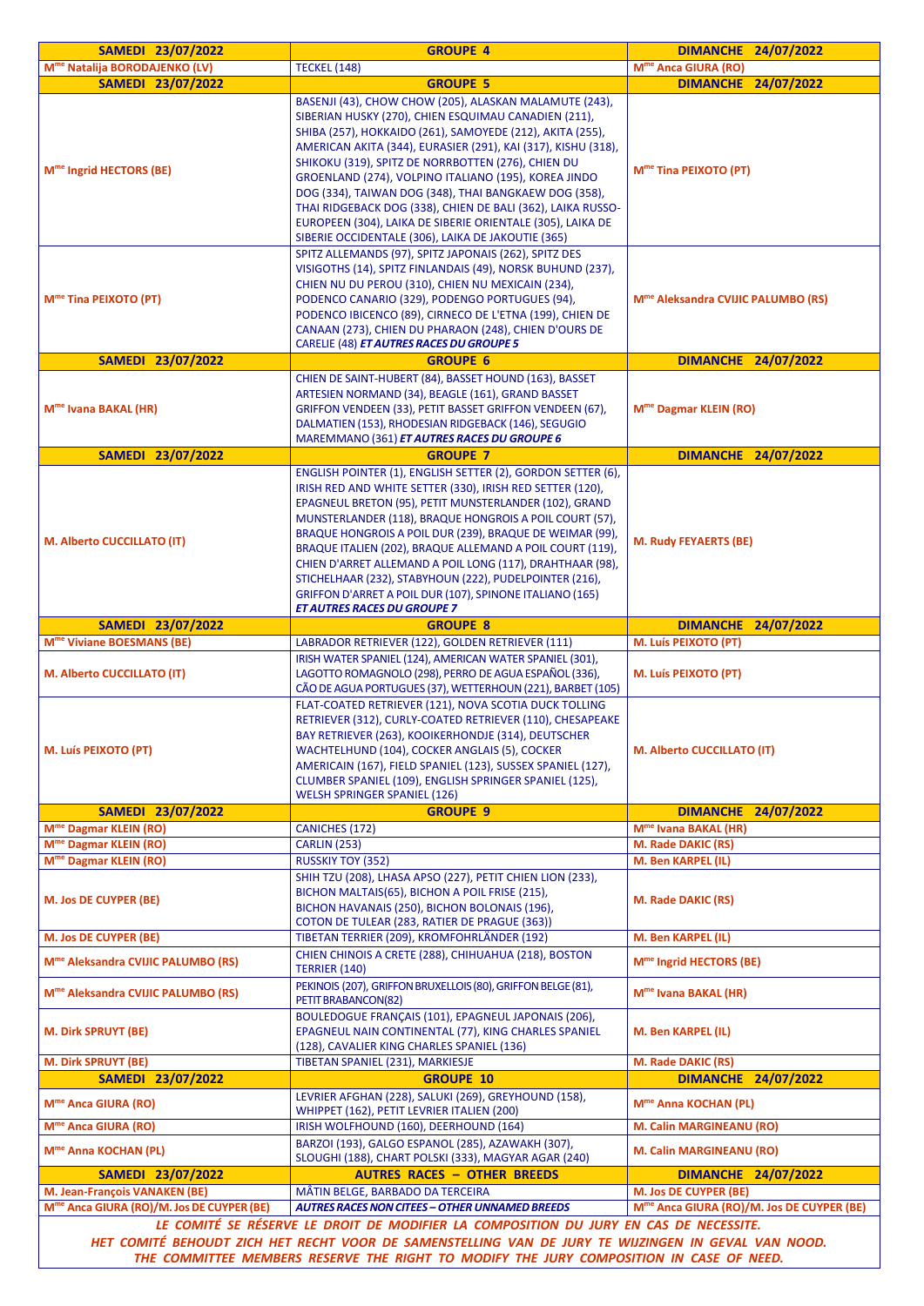| SAMEDI 23/07/2022 | GROUPE 4 | DIMANCHE 24/07/2022 |
|---|---|---|
| Mme Natalija BORODAJENKO (LV) | TECKEL (148) | Mme Anca GIURA (RO) |
| **SAMEDI 23/07/2022** | **GROUPE 5** | **DIMANCHE 24/07/2022** |
| Mme Ingrid HECTORS (BE) | BASENJI (43), CHOW CHOW (205), ALASKAN MALAMUTE (243), SIBERIAN HUSKY (270), CHIEN ESQUIMAU CANADIEN (211), SHIBA (257), HOKKAIDO (261), SAMOYEDE (212), AKITA (255), AMERICAN AKITA (344), EURASIER (291), KAI (317), KISHU (318), SHIKOKU (319), SPITZ DE NORRBOTTEN (276), CHIEN DU GROENLAND (274), VOLPINO ITALIANO (195), KOREA JINDO DOG (334), TAIWAN DOG (348), THAI BANGKAEW DOG (358), THAI RIDGEBACK DOG (338), CHIEN DE BALI (362), LAIKA RUSSO-EUROPEEN (304), LAIKA DE SIBERIE ORIENTALE (305), LAIKA DE SIBERIE OCCIDENTALE (306), LAIKA DE JAKOUTIE (365) | Mme Tina PEIXOTO (PT) |
| Mme Tina PEIXOTO (PT) | SPITZ ALLEMANDS (97), SPITZ JAPONAIS (262), SPITZ DES VISIGOTHS (14), SPITZ FINLANDAIS (49), NORSK BUHUND (237), CHIEN NU DU PEROU (310), CHIEN NU MEXICAIN (234), PODENCO CANARIO (329), PODENGO PORTUGUES (94), PODENCO IBICENCO (89), CIRNECO DE L'ETNA (199), CHIEN DE CANAAN (273), CHIEN DU PHARAON (248), CHIEN D'OURS DE CARELIE (48) ***ET AUTRES RACES DU GROUPE 5*** | Mme Aleksandra CVIJIC PALUMBO (RS) |
| **SAMEDI 23/07/2022** | **GROUPE 6** | **DIMANCHE 24/07/2022** |
| Mme Ivana BAKAL (HR) | CHIEN DE SAINT-HUBERT (84), BASSET HOUND (163), BASSET ARTESIEN NORMAND (34), BEAGLE (161), GRAND BASSET GRIFFON VENDEEN (33), PETIT BASSET GRIFFON VENDEEN (67), DALMATIEN (153), RHODESIAN RIDGEBACK (146), SEGUGIO MAREMMANO (361) ***ET AUTRES RACES DU GROUPE 6*** | Mme Dagmar KLEIN (RO) |
| **SAMEDI 23/07/2022** | **GROUPE 7** | **DIMANCHE 24/07/2022** |
| M. Alberto CUCCILLATO (IT) | ENGLISH POINTER (1), ENGLISH SETTER (2), GORDON SETTER (6), IRISH RED AND WHITE SETTER (330), IRISH RED SETTER (120), EPAGNEUL BRETON (95), PETIT MUNSTERLANDER (102), GRAND MUNSTERLANDER (118), BRAQUE HONGROIS A POIL COURT (57), BRAQUE HONGROIS A POIL DUR (239), BRAQUE DE WEIMAR (99), BRAQUE ITALIEN (202), BRAQUE ALLEMAND A POIL COURT (119), CHIEN D'ARRET ALLEMAND A POIL LONG (117), DRAHTHAAR (98), STICHELHAAR (232), STABYHOUN (222), PUDELPOINTER (216), GRIFFON D'ARRET A POIL DUR (107), SPINONE ITALIANO (165) ***ET AUTRES RACES DU GROUPE 7*** | M. Rudy FEYAERTS (BE) |
| **SAMEDI 23/07/2022** | **GROUPE 8** | **DIMANCHE 24/07/2022** |
| Mme Viviane BOESMANS (BE) | LABRADOR RETRIEVER (122), GOLDEN RETRIEVER (111) | M. Luís PEIXOTO (PT) |
| M. Alberto CUCCILLATO (IT) | IRISH WATER SPANIEL (124), AMERICAN WATER SPANIEL (301), LAGOTTO ROMAGNOLO (298), PERRO DE AGUA ESPAÑOL (336), CÃO DE AGUA PORTUGUES (37), WETTERHOUN (221), BARBET (105) | M. Luís PEIXOTO (PT) |
| M. Luís PEIXOTO (PT) | FLAT-COATED RETRIEVER (121), NOVA SCOTIA DUCK TOLLING RETRIEVER (312), CURLY-COATED RETRIEVER (110), CHESAPEAKE BAY RETRIEVER (263), KOOIKERHONDJE (314), DEUTSCHER WACHTELHUND (104), COCKER ANGLAIS (5), COCKER AMERICAIN (167), FIELD SPANIEL (123), SUSSEX SPANIEL (127), CLUMBER SPANIEL (109), ENGLISH SPRINGER SPANIEL (125), WELSH SPRINGER SPANIEL (126) | M. Alberto CUCCILLATO (IT) |
| **SAMEDI 23/07/2022** | **GROUPE 9** | **DIMANCHE 24/07/2022** |
| Mme Dagmar KLEIN (RO) | CANICHES (172) | Mme Ivana BAKAL (HR) |
| Mme Dagmar KLEIN (RO) | CARLIN (253) | M. Rade DAKIC (RS) |
| Mme Dagmar KLEIN (RO) | RUSSKIY TOY (352) | M. Ben KARPEL (IL) |
| M. Jos DE CUYPER (BE) | SHIH TZU (208), LHASA APSO (227), PETIT CHIEN LION (233), BICHON MALTAIS(65), BICHON A POIL FRISE (215), BICHON HAVANAIS (250), BICHON BOLONAIS (196), COTON DE TULEAR (283, RATIER DE PRAGUE (363)) | M. Rade DAKIC (RS) |
| M. Jos DE CUYPER (BE) | TIBETAN TERRIER (209), KROMFOHRLÄNDER (192) | M. Ben KARPEL (IL) |
| Mme Aleksandra CVIJIC PALUMBO (RS) | CHIEN CHINOIS A CRETE (288), CHIHUAHUA (218), BOSTON TERRIER (140) | Mme Ingrid HECTORS (BE) |
| Mme Aleksandra CVIJIC PALUMBO (RS) | PEKINOIS (207), GRIFFON BRUXELLOIS (80), GRIFFON BELGE (81), PETIT BRABANCON(82) | Mme Ivana BAKAL (HR) |
| M. Dirk SPRUYT (BE) | BOULEDOGUE FRANÇAIS (101), EPAGNEUL JAPONAIS (206), EPAGNEUL NAIN CONTINENTAL (77), KING CHARLES SPANIEL (128), CAVALIER KING CHARLES SPANIEL (136) | M. Ben KARPEL (IL) |
| M. Dirk SPRUYT (BE) | TIBETAN SPANIEL (231), MARKIESJE | M. Rade DAKIC (RS) |
| **SAMEDI 23/07/2022** | **GROUPE 10** | **DIMANCHE 24/07/2022** |
| Mme Anca GIURA (RO) | LEVRIER AFGHAN (228), SALUKI (269), GREYHOUND (158), WHIPPET (162), PETIT LEVRIER ITALIEN (200) | Mme Anna KOCHAN (PL) |
| Mme Anca GIURA (RO) | IRISH WOLFHOUND (160), DEERHOUND (164) | M. Calin MARGINEANU (RO) |
| Mme Anna KOCHAN (PL) | BARZOI (193), GALGO ESPANOL (285), AZAWAKH (307), SLOUGHI (188), CHART POLSKI (333), MAGYAR AGAR (240) | M. Calin MARGINEANU (RO) |
| **SAMEDI 23/07/2022** | **AUTRES RACES – OTHER BREEDS** | **DIMANCHE 24/07/2022** |
| M. Jean-François VANAKEN (BE) | MÂTIN BELGE, BARBADO DA TERCEIRA | M. Jos DE CUYPER (BE) |
| Mme Anca GIURA (RO)/M. Jos DE CUYPER (BE) | ***AUTRES RACES NON CITEES – OTHER UNNAMED BREEDS*** | Mme Anca GIURA (RO)/M. Jos DE CUYPER (BE) |

***LE COMITÉ SE RÉSERVE LE DROIT DE MODIFIER LA COMPOSITION DU JURY EN CAS DE NECESSITE.***
***HET COMITÉ BEHOUDT ZICH HET RECHT VOOR DE SAMENSTELLING VAN DE JURY TE WIJZINGEN IN GEVAL VAN NOOD.***
***THE COMMITTEE MEMBERS RESERVE THE RIGHT TO MODIFY THE JURY COMPOSITION IN CASE OF NEED.***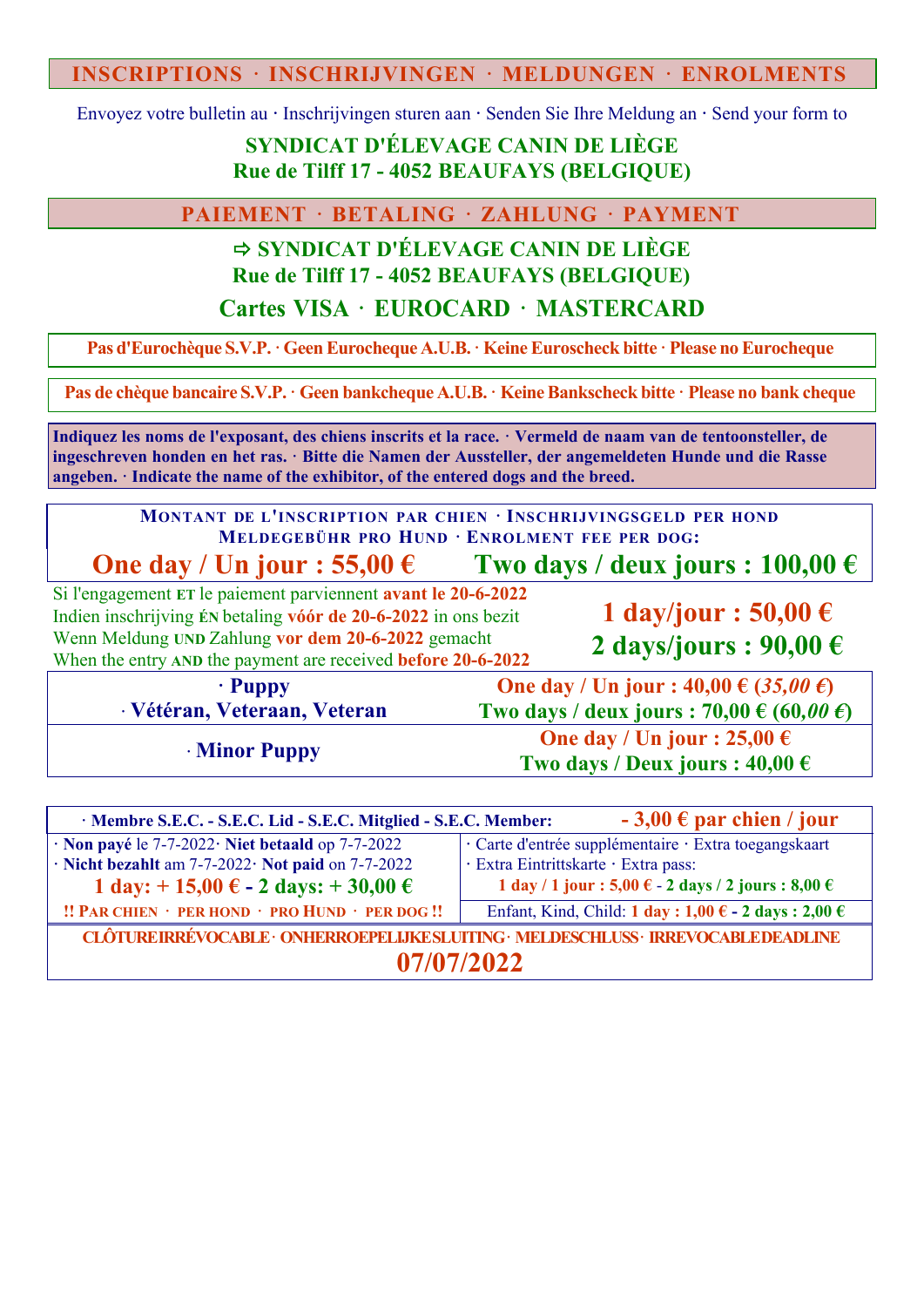## INSCRIPTIONS · INSCHRIJVINGEN · MELDUNGEN · ENROLMENTS

Envoyez votre bulletin au · Inschrijvingen sturen aan · Senden Sie Ihre Meldung an · Send your form to

**SYNDICAT D'ÉLEVAGE CANIN DE LIÈGE**
**Rue de Tilff 17 - 4052 BEAUFAYS (BELGIQUE)**

## PAIEMENT · BETALING · ZAHLUNG · PAYMENT

**⇨ SYNDICAT D'ÉLEVAGE CANIN DE LIÈGE**
**Rue de Tilff 17 - 4052 BEAUFAYS (BELGIQUE)**

**Cartes VISA · EUROCARD · MASTERCARD**

**Pas d'Eurochèque S.V.P. · Geen Eurocheque A.U.B. · Keine Euroscheck bitte · Please no Eurocheque**

**Pas de chèque bancaire S.V.P. · Geen bankcheque A.U.B. · Keine Bankscheck bitte · Please no bank cheque**

**Indiquez les noms de l'exposant, des chiens inscrits et la race. · Vermeld de naam van de tentoonsteller, de ingeschreven honden en het ras. · Bitte die Namen der Aussteller, der angemeldeten Hunde und die Rasse angeben. · Indicate the name of the exhibitor, of the entered dogs and the breed.**

**MONTANT DE L'INSCRIPTION PAR CHIEN · INSCHRIJVINGSGELD PER HOND**
**MELDEGEBÜHR PRO HUND · ENROLMENT FEE PER DOG:**

| | |
|---|---|
| **One day / Un jour : 55,00 €** | **Two days / deux jours : 100,00 €** |
| Si l'engagement **ET** le paiement parviennent **avant le 20-6-2022**<br>Indien inschrijving **ÉN** betaling **vóór de 20-6-2022** in ons bezit<br>Wenn Meldung **UND** Zahlung **vor dem 20-6-2022** gemacht<br>When the entry **AND** the payment are received **before 20-6-2022** | **1 day/jour : 50,00 €**<br>**2 days/jours : 90,00 €** |
| **· Puppy**<br>**· Vétéran, Veteraan, Veteran** | **One day / Un jour : 40,00 € (*35,00 €*)**<br>**Two days / deux jours : 70,00 € (60,*00 €*)** |
| **· Minor Puppy** | **One day / Un jour : 25,00 €**<br>**Two days / Deux jours : 40,00 €** |

| | |
|---|---|
| **· Membre S.E.C. - S.E.C. Lid - S.E.C. Mitglied - S.E.C. Member:** | **- 3,00 € par chien / jour** |
| · **Non payé** le 7-7-2022· **Niet betaald** op 7-7-2022<br>· **Nicht bezahlt** am 7-7-2022· **Not paid** on 7-7-2022<br>**1 day: + 15,00 € - 2 days: + 30,00 €** | · Carte d'entrée supplémentaire · Extra toegangskaart<br>· Extra Eintrittskarte · Extra pass:<br>**1 day / 1 jour : 5,00 € - 2 days / 2 jours : 8,00 €** |
| **!! PAR CHIEN · PER HOND · PRO HUND · PER DOG !!** | Enfant, Kind, Child: **1 day : 1,00 € - 2 days : 2,00 €** |

**CLÔTURE IRRÉVOCABLE · ONHERROEPELIJKE SLUITING · MELDESCHLUSS · IRREVOCABLE DEADLINE**
**07/07/2022**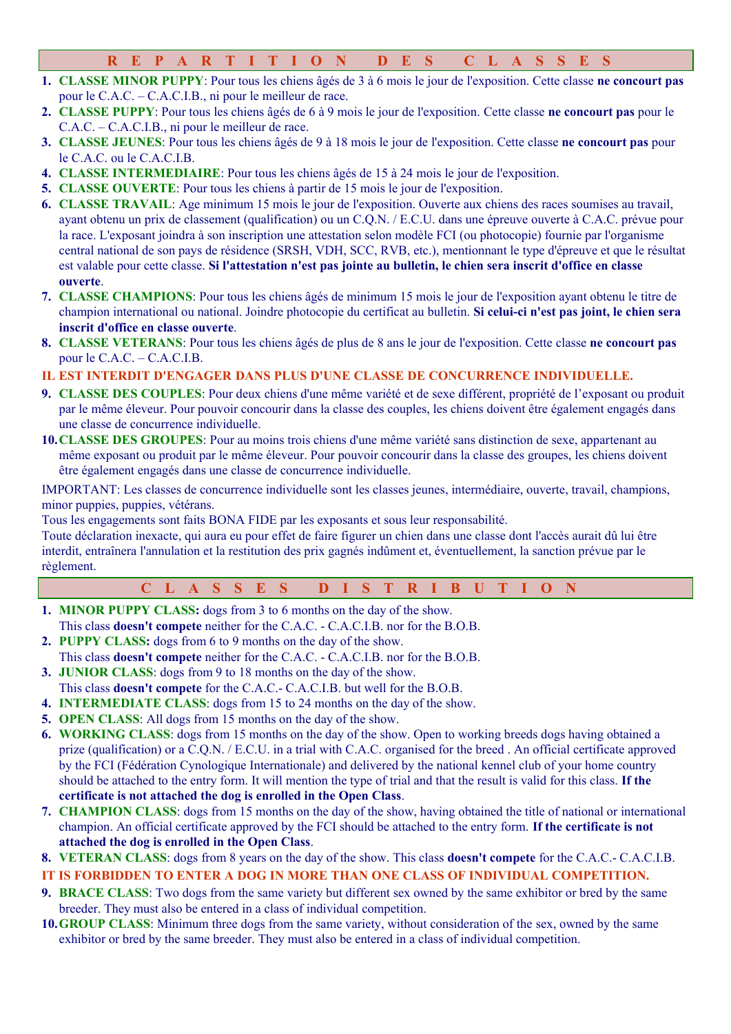## R E P A R T I T I O N   D E S   C L A S S E S

1. **CLASSE MINOR PUPPY**: Pour tous les chiens âgés de 3 à 6 mois le jour de l'exposition. Cette classe **ne concourt pas** pour le C.A.C. – C.A.C.I.B., ni pour le meilleur de race.
2. **CLASSE PUPPY**: Pour tous les chiens âgés de 6 à 9 mois le jour de l'exposition. Cette classe **ne concourt pas** pour le C.A.C. – C.A.C.I.B., ni pour le meilleur de race.
3. **CLASSE JEUNES**: Pour tous les chiens âgés de 9 à 18 mois le jour de l'exposition. Cette classe **ne concourt pas** pour le C.A.C. ou le C.A.C.I.B.
4. **CLASSE INTERMEDIAIRE**: Pour tous les chiens âgés de 15 à 24 mois le jour de l'exposition.
5. **CLASSE OUVERTE**: Pour tous les chiens à partir de 15 mois le jour de l'exposition.
6. **CLASSE TRAVAIL**: Age minimum 15 mois le jour de l'exposition. Ouverte aux chiens des races soumises au travail, ayant obtenu un prix de classement (qualification) ou un C.Q.N. / E.C.U. dans une épreuve ouverte à C.A.C. prévue pour la race. L'exposant joindra à son inscription une attestation selon modèle FCI (ou photocopie) fournie par l'organisme central national de son pays de résidence (SRSH, VDH, SCC, RVB, etc.), mentionnant le type d'épreuve et que le résultat est valable pour cette classe. **Si l'attestation n'est pas jointe au bulletin, le chien sera inscrit d'office en classe ouverte**.
7. **CLASSE CHAMPIONS**: Pour tous les chiens âgés de minimum 15 mois le jour de l'exposition ayant obtenu le titre de champion international ou national. Joindre photocopie du certificat au bulletin. **Si celui-ci n'est pas joint, le chien sera inscrit d'office en classe ouverte**.
8. **CLASSE VETERANS**: Pour tous les chiens âgés de plus de 8 ans le jour de l'exposition. Cette classe **ne concourt pas** pour le C.A.C. – C.A.C.I.B.

**IL EST INTERDIT D'ENGAGER DANS PLUS D'UNE CLASSE DE CONCURRENCE INDIVIDUELLE.**

9. **CLASSE DES COUPLES**: Pour deux chiens d'une même variété et de sexe différent, propriété de l'exposant ou produit par le même éleveur. Pour pouvoir concourir dans la classe des couples, les chiens doivent être également engagés dans une classe de concurrence individuelle.
10. **CLASSE DES GROUPES**: Pour au moins trois chiens d'une même variété sans distinction de sexe, appartenant au même exposant ou produit par le même éleveur. Pour pouvoir concourir dans la classe des groupes, les chiens doivent être également engagés dans une classe de concurrence individuelle.

IMPORTANT: Les classes de concurrence individuelle sont les classes jeunes, intermédiaire, ouverte, travail, champions, minor puppies, puppies, vétérans.
Tous les engagements sont faits BONA FIDE par les exposants et sous leur responsabilité.
Toute déclaration inexacte, qui aura eu pour effet de faire figurer un chien dans une classe dont l'accès aurait dû lui être interdit, entraînera l'annulation et la restitution des prix gagnés indûment et, éventuellement, la sanction prévue par le règlement.

## C L A S S E S   D I S T R I B U T I O N

1. **MINOR PUPPY CLASS:** dogs from 3 to 6 months on the day of the show.
   This class **doesn't compete** neither for the C.A.C. - C.A.C.I.B. nor for the B.O.B.
2. **PUPPY CLASS:** dogs from 6 to 9 months on the day of the show.
   This class **doesn't compete** neither for the C.A.C. - C.A.C.I.B. nor for the B.O.B.
3. **JUNIOR CLASS**: dogs from 9 to 18 months on the day of the show.
   This class **doesn't compete** for the C.A.C.- C.A.C.I.B. but well for the B.O.B.
4. **INTERMEDIATE CLASS**: dogs from 15 to 24 months on the day of the show.
5. **OPEN CLASS**: All dogs from 15 months on the day of the show.
6. **WORKING CLASS**: dogs from 15 months on the day of the show. Open to working breeds dogs having obtained a prize (qualification) or a C.Q.N. / E.C.U. in a trial with C.A.C. organised for the breed . An official certificate approved by the FCI (Fédération Cynologique Internationale) and delivered by the national kennel club of your home country should be attached to the entry form. It will mention the type of trial and that the result is valid for this class. **If the certificate is not attached the dog is enrolled in the Open Class**.
7. **CHAMPION CLASS**: dogs from 15 months on the day of the show, having obtained the title of national or international champion. An official certificate approved by the FCI should be attached to the entry form. **If the certificate is not attached the dog is enrolled in the Open Class**.
8. **VETERAN CLASS**: dogs from 8 years on the day of the show. This class **doesn't compete** for the C.A.C.- C.A.C.I.B.

**IT IS FORBIDDEN TO ENTER A DOG IN MORE THAN ONE CLASS OF INDIVIDUAL COMPETITION.**

9. **BRACE CLASS**: Two dogs from the same variety but different sex owned by the same exhibitor or bred by the same breeder. They must also be entered in a class of individual competition.
10. **GROUP CLASS**: Minimum three dogs from the same variety, without consideration of the sex, owned by the same exhibitor or bred by the same breeder. They must also be entered in a class of individual competition.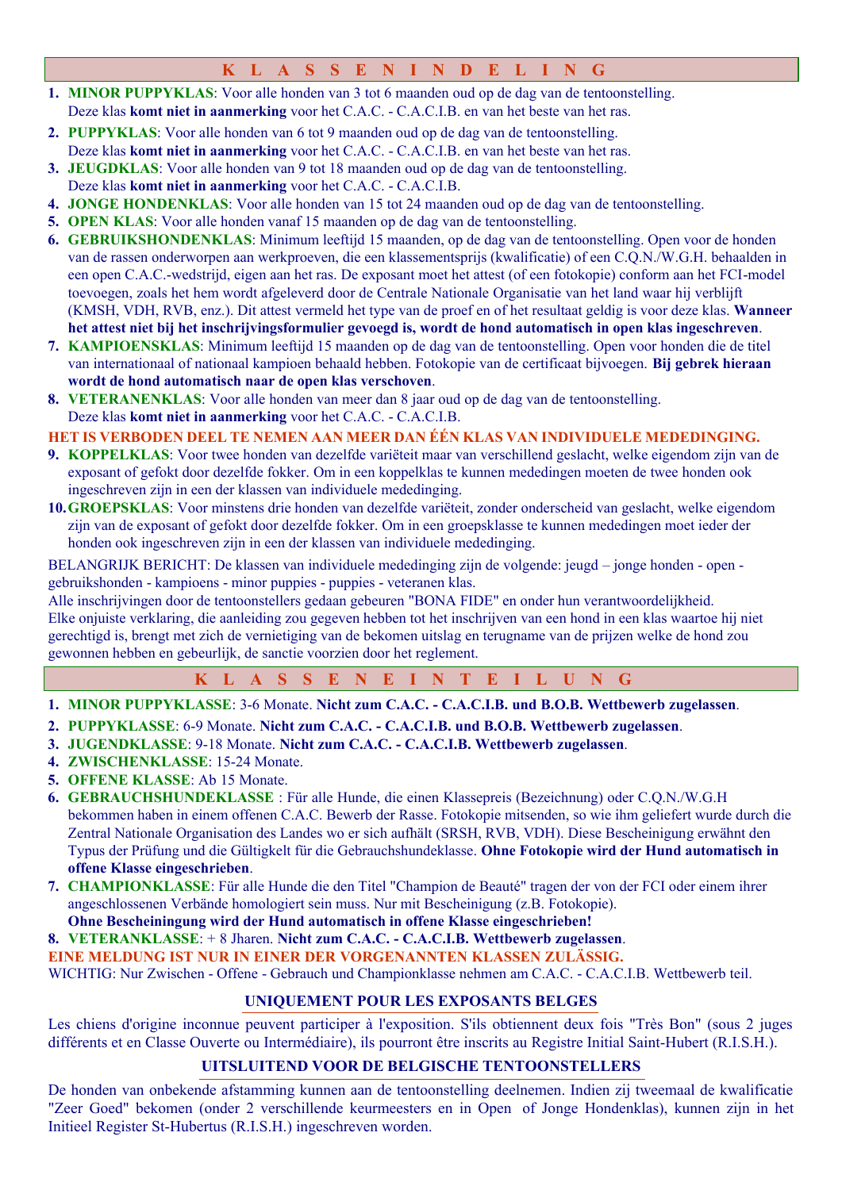## K L A S S E N I N D E L I N G

1. **MINOR PUPPYKLAS**: Voor alle honden van 3 tot 6 maanden oud op de dag van de tentoonstelling.
   Deze klas **komt niet in aanmerking** voor het C.A.C. - C.A.C.I.B. en van het beste van het ras.
2. **PUPPYKLAS**: Voor alle honden van 6 tot 9 maanden oud op de dag van de tentoonstelling.
   Deze klas **komt niet in aanmerking** voor het C.A.C. - C.A.C.I.B. en van het beste van het ras.
3. **JEUGDKLAS**: Voor alle honden van 9 tot 18 maanden oud op de dag van de tentoonstelling.
   Deze klas **komt niet in aanmerking** voor het C.A.C. - C.A.C.I.B.
4. **JONGE HONDENKLAS**: Voor alle honden van 15 tot 24 maanden oud op de dag van de tentoonstelling.
5. **OPEN KLAS**: Voor alle honden vanaf 15 maanden op de dag van de tentoonstelling.
6. **GEBRUIKSHONDENKLAS**: Minimum leeftijd 15 maanden, op de dag van de tentoonstelling. Open voor de honden van de rassen onderworpen aan werkproeven, die een klassementsprijs (kwalificatie) of een C.Q.N./W.G.H. behaalden in een open C.A.C.-wedstrijd, eigen aan het ras. De exposant moet het attest (of een fotokopie) conform aan het FCI-model toevoegen, zoals het hem wordt afgeleverd door de Centrale Nationale Organisatie van het land waar hij verblijft (KMSH, VDH, RVB, enz.). Dit attest vermeld het type van de proef en of het resultaat geldig is voor deze klas. **Wanneer het attest niet bij het inschrijvingsformulier gevoegd is, wordt de hond automatisch in open klas ingeschreven**.
7. **KAMPIOENSKLAS**: Minimum leeftijd 15 maanden op de dag van de tentoonstelling. Open voor honden die de titel van internationaal of nationaal kampioen behaald hebben. Fotokopie van de certificaat bijvoegen. **Bij gebrek hieraan wordt de hond automatisch naar de open klas verschoven**.
8. **VETERANENKLAS**: Voor alle honden van meer dan 8 jaar oud op de dag van de tentoonstelling.
   Deze klas **komt niet in aanmerking** voor het C.A.C. - C.A.C.I.B.

**HET IS VERBODEN DEEL TE NEMEN AAN MEER DAN ÉÉN KLAS VAN INDIVIDUELE MEDEDINGING.**

9. **KOPPELKLAS**: Voor twee honden van dezelfde variëteit maar van verschillend geslacht, welke eigendom zijn van de exposant of gefokt door dezelfde fokker. Om in een koppelklas te kunnen mededingen moeten de twee honden ook ingeschreven zijn in een der klassen van individuele mededinging.
10. **GROEPSKLAS**: Voor minstens drie honden van dezelfde variëteit, zonder onderscheid van geslacht, welke eigendom zijn van de exposant of gefokt door dezelfde fokker. Om in een groepsklasse te kunnen mededingen moet ieder der honden ook ingeschreven zijn in een der klassen van individuele mededinging.

BELANGRIJK BERICHT: De klassen van individuele mededinging zijn de volgende: jeugd – jonge honden - open - gebruikshonden - kampioens - minor puppies - puppies - veteranen klas.
Alle inschrijvingen door de tentoonstellers gedaan gebeuren "BONA FIDE" en onder hun verantwoordelijkheid.
Elke onjuiste verklaring, die aanleiding zou gegeven hebben tot het inschrijven van een hond in een klas waartoe hij niet gerechtigd is, brengt met zich de vernietiging van de bekomen uitslag en terugname van de prijzen welke de hond zou gewonnen hebben en gebeurlijk, de sanctie voorzien door het reglement.

## K L A S S E N E I N T E I L U N G

1. **MINOR PUPPYKLASSE**: 3-6 Monate. **Nicht zum C.A.C. - C.A.C.I.B. und B.O.B. Wettbewerb zugelassen**.
2. **PUPPYKLASSE**: 6-9 Monate. **Nicht zum C.A.C. - C.A.C.I.B. und B.O.B. Wettbewerb zugelassen**.
3. **JUGENDKLASSE**: 9-18 Monate. **Nicht zum C.A.C. - C.A.C.I.B. Wettbewerb zugelassen**.
4. **ZWISCHENKLASSE**: 15-24 Monate.
5. **OFFENE KLASSE**: Ab 15 Monate.
6. **GEBRAUCHSHUNDEKLASSE** : Für alle Hunde, die einen Klassepreis (Bezeichnung) oder C.Q.N./W.G.H bekommen haben in einem offenen C.A.C. Bewerb der Rasse. Fotokopie mitsenden, so wie ihm geliefert wurde durch die Zentral Nationale Organisation des Landes wo er sich aufhält (SRSH, RVB, VDH). Diese Bescheinigung erwähnt den Typus der Prüfung und die Gültigkelt für die Gebrauchshundeklasse. **Ohne Fotokopie wird der Hund automatisch in offene Klasse eingeschrieben**.
7. **CHAMPIONKLASSE**: Für alle Hunde die den Titel "Champion de Beauté" tragen der von der FCI oder einem ihrer angeschlossenen Verbände homologiert sein muss. Nur mit Bescheinigung (z.B. Fotokopie).
   **Ohne Bescheiningung wird der Hund automatisch in offene Klasse eingeschrieben!**
8. **VETERANKLASSE**: + 8 Jharen. **Nicht zum C.A.C. - C.A.C.I.B. Wettbewerb zugelassen**.

**EINE MELDUNG IST NUR IN EINER DER VORGENANNTEN KLASSEN ZULÄSSIG.**

WICHTIG: Nur Zwischen - Offene - Gebrauch und Championklasse nehmen am C.A.C. - C.A.C.I.B. Wettbewerb teil.

## UNIQUEMENT POUR LES EXPOSANTS BELGES

Les chiens d'origine inconnue peuvent participer à l'exposition. S'ils obtiennent deux fois "Très Bon" (sous 2 juges différents et en Classe Ouverte ou Intermédiaire), ils pourront être inscrits au Registre Initial Saint-Hubert (R.I.S.H.).

## UITSLUITEND VOOR DE BELGISCHE TENTOONSTELLERS

De honden van onbekende afstamming kunnen aan de tentoonstelling deelnemen. Indien zij tweemaal de kwalificatie "Zeer Goed" bekomen (onder 2 verschillende keurmeesters en in Open of Jonge Hondenklas), kunnen zijn in het Initieel Register St-Hubertus (R.I.S.H.) ingeschreven worden.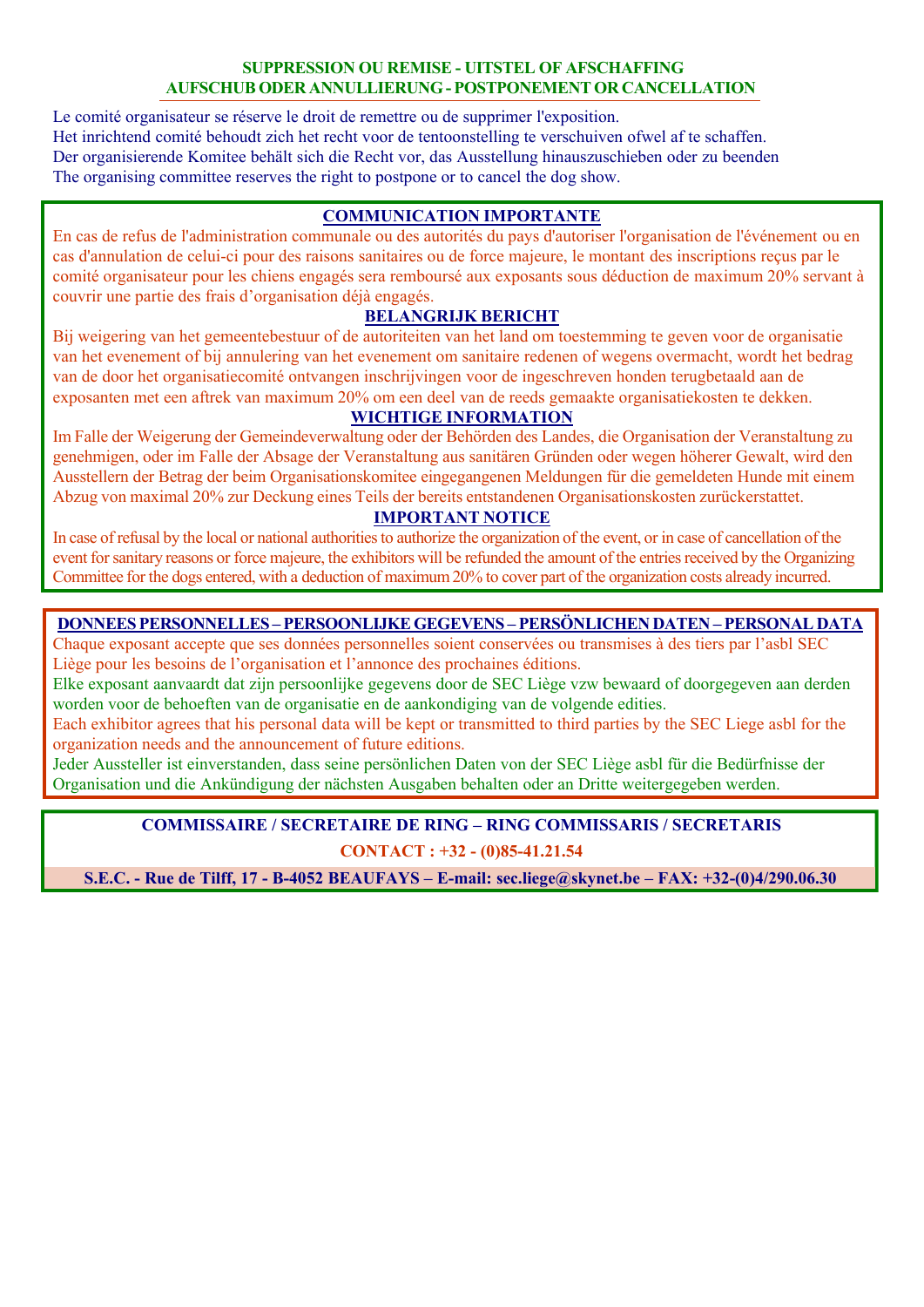## SUPPRESSION OU REMISE - UITSTEL OF AFSCHAFFING
## AUFSCHUB ODER ANNULLIERUNG - POSTPONEMENT OR CANCELLATION

Le comité organisateur se réserve le droit de remettre ou de supprimer l'exposition.
Het inrichtend comité behoudt zich het recht voor de tentoonstelling te verschuiven ofwel af te schaffen.
Der organisierende Komitee behält sich die Recht vor, das Ausstellung hinauszuschieben oder zu beenden
The organising committee reserves the right to postpone or to cancel the dog show.

### COMMUNICATION IMPORTANTE

En cas de refus de l'administration communale ou des autorités du pays d'autoriser l'organisation de l'événement ou en cas d'annulation de celui-ci pour des raisons sanitaires ou de force majeure, le montant des inscriptions reçus par le comité organisateur pour les chiens engagés sera remboursé aux exposants sous déduction de maximum 20% servant à couvrir une partie des frais d'organisation déjà engagés.

### BELANGRIJK BERICHT

Bij weigering van het gemeentebestuur of de autoriteiten van het land om toestemming te geven voor de organisatie van het evenement of bij annulering van het evenement om sanitaire redenen of wegens overmacht, wordt het bedrag van de door het organisatiecomité ontvangen inschrijvingen voor de ingeschreven honden terugbetaald aan de exposanten met een aftrek van maximum 20% om een deel van de reeds gemaakte organisatiekosten te dekken.

### WICHTIGE INFORMATION

Im Falle der Weigerung der Gemeindeverwaltung oder der Behörden des Landes, die Organisation der Veranstaltung zu genehmigen, oder im Falle der Absage der Veranstaltung aus sanitären Gründen oder wegen höherer Gewalt, wird den Ausstellern der Betrag der beim Organisationskomitee eingegangenen Meldungen für die gemeldeten Hunde mit einem Abzug von maximal 20% zur Deckung eines Teils der bereits entstandenen Organisationskosten zurückerstattet.

### IMPORTANT NOTICE

In case of refusal by the local or national authorities to authorize the organization of the event, or in case of cancellation of the event for sanitary reasons or force majeure, the exhibitors will be refunded the amount of the entries received by the Organizing Committee for the dogs entered, with a deduction of maximum 20% to cover part of the organization costs already incurred.

### DONNEES PERSONNELLES – PERSOONLIJKE GEGEVENS – PERSÖNLICHEN DATEN – PERSONAL DATA

Chaque exposant accepte que ses données personnelles soient conservées ou transmises à des tiers par l'asbl SEC Liège pour les besoins de l'organisation et l'annonce des prochaines éditions.
Elke exposant aanvaardt dat zijn persoonlijke gegevens door de SEC Liège vzw bewaard of doorgegeven aan derden worden voor de behoeften van de organisatie en de aankondiging van de volgende edities.
Each exhibitor agrees that his personal data will be kept or transmitted to third parties by the SEC Liege asbl for the organization needs and the announcement of future editions.
Jeder Aussteller ist einverstanden, dass seine persönlichen Daten von der SEC Liège asbl für die Bedürfnisse der Organisation und die Ankündigung der nächsten Ausgaben behalten oder an Dritte weitergegeben werden.

**COMMISSAIRE / SECRETAIRE DE RING – RING COMMISSARIS / SECRETARIS**

**CONTACT : +32 - (0)85-41.21.54**

**S.E.C. - Rue de Tilff, 17 - B-4052 BEAUFAYS – E-mail: sec.liege@skynet.be – FAX: +32-(0)4/290.06.30**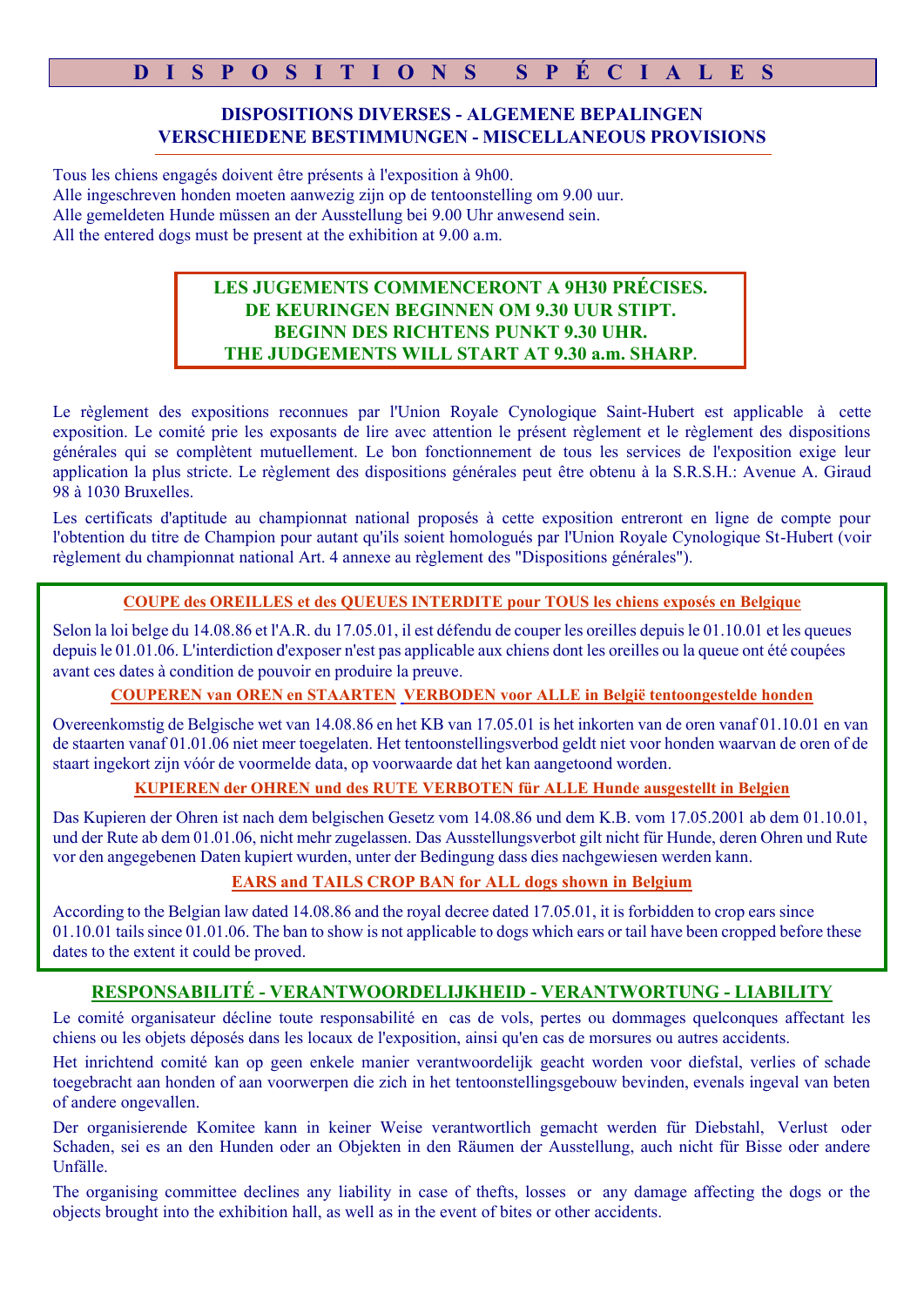# D I S P O S I T I O N S   S P É C I A L E S

## DISPOSITIONS DIVERSES - ALGEMENE BEPALINGEN
## VERSCHIEDENE BESTIMMUNGEN - MISCELLANEOUS PROVISIONS

Tous les chiens engagés doivent être présents à l'exposition à 9h00.
Alle ingeschreven honden moeten aanwezig zijn op de tentoonstelling om 9.00 uur.
Alle gemeldeten Hunde müssen an der Ausstellung bei 9.00 Uhr anwesend sein.
All the entered dogs must be present at the exhibition at 9.00 a.m.

**LES JUGEMENTS COMMENCERONT A 9H30 PRÉCISES.**
**DE KEURINGEN BEGINNEN OM 9.30 UUR STIPT.**
**BEGINN DES RICHTENS PUNKT 9.30 UHR.**
**THE JUDGEMENTS WILL START AT 9.30 a.m. SHARP.**

Le règlement des expositions reconnues par l'Union Royale Cynologique Saint-Hubert est applicable à cette exposition. Le comité prie les exposants de lire avec attention le présent règlement et le règlement des dispositions générales qui se complètent mutuellement. Le bon fonctionnement de tous les services de l'exposition exige leur application la plus stricte. Le règlement des dispositions générales peut être obtenu à la S.R.S.H.: Avenue A. Giraud 98 à 1030 Bruxelles.

Les certificats d'aptitude au championnat national proposés à cette exposition entreront en ligne de compte pour l'obtention du titre de Champion pour autant qu'ils soient homologués par l'Union Royale Cynologique St-Hubert (voir règlement du championnat national Art. 4 annexe au règlement des "Dispositions générales").

**COUPE des OREILLES et des QUEUES INTERDITE pour TOUS les chiens exposés en Belgique**

Selon la loi belge du 14.08.86 et l'A.R. du 17.05.01, il est défendu de couper les oreilles depuis le 01.10.01 et les queues depuis le 01.01.06. L'interdiction d'exposer n'est pas applicable aux chiens dont les oreilles ou la queue ont été coupées avant ces dates à condition de pouvoir en produire la preuve.

**COUPEREN van OREN en STAARTEN VERBODEN voor ALLE in België tentoongestelde honden**

Overeenkomstig de Belgische wet van 14.08.86 en het KB van 17.05.01 is het inkorten van de oren vanaf 01.10.01 en van de staarten vanaf 01.01.06 niet meer toegelaten. Het tentoonstellingsverbod geldt niet voor honden waarvan de oren of de staart ingekort zijn vóór de voormelde data, op voorwaarde dat het kan aangetoond worden.

**KUPIEREN der OHREN und des RUTE VERBOTEN für ALLE Hunde ausgestellt in Belgien**

Das Kupieren der Ohren ist nach dem belgischen Gesetz vom 14.08.86 und dem K.B. vom 17.05.2001 ab dem 01.10.01, und der Rute ab dem 01.01.06, nicht mehr zugelassen. Das Ausstellungsverbot gilt nicht für Hunde, deren Ohren und Rute vor den angegebenen Daten kupiert wurden, unter der Bedingung dass dies nachgewiesen werden kann.

**EARS and TAILS CROP BAN for ALL dogs shown in Belgium**

According to the Belgian law dated 14.08.86 and the royal decree dated 17.05.01, it is forbidden to crop ears since 01.10.01 tails since 01.01.06. The ban to show is not applicable to dogs which ears or tail have been cropped before these dates to the extent it could be proved.

## RESPONSABILITÉ - VERANTWOORDELIJKHEID - VERANTWORTUNG - LIABILITY

Le comité organisateur décline toute responsabilité en cas de vols, pertes ou dommages quelconques affectant les chiens ou les objets déposés dans les locaux de l'exposition, ainsi qu'en cas de morsures ou autres accidents.

Het inrichtend comité kan op geen enkele manier verantwoordelijk geacht worden voor diefstal, verlies of schade toegebracht aan honden of aan voorwerpen die zich in het tentoonstellingsgebouw bevinden, evenals ingeval van beten of andere ongevallen.

Der organisierende Komitee kann in keiner Weise verantwortlich gemacht werden für Diebstahl, Verlust oder Schaden, sei es an den Hunden oder an Objekten in den Räumen der Ausstellung, auch nicht für Bisse oder andere Unfälle.

The organising committee declines any liability in case of thefts, losses or any damage affecting the dogs or the objects brought into the exhibition hall, as well as in the event of bites or other accidents.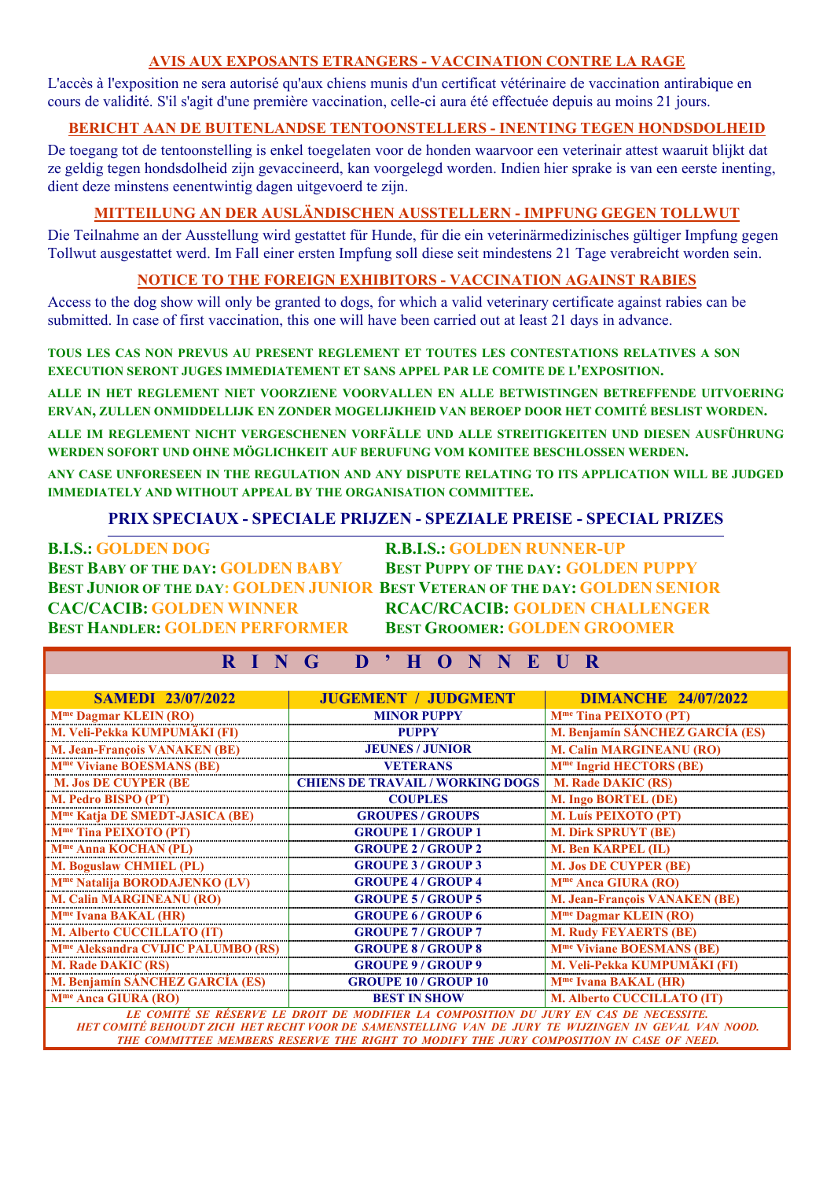## AVIS AUX EXPOSANTS ETRANGERS - VACCINATION CONTRE LA RAGE

L'accès à l'exposition ne sera autorisé qu'aux chiens munis d'un certificat vétérinaire de vaccination antirabique en cours de validité. S'il s'agit d'une première vaccination, celle-ci aura été effectuée depuis au moins 21 jours.

## BERICHT AAN DE BUITENLANDSE TENTOONSTELLERS - INENTING TEGEN HONDSDOLHEID

De toegang tot de tentoonstelling is enkel toegelaten voor de honden waarvoor een veterinair attest waaruit blijkt dat ze geldig tegen hondsdolheid zijn gevaccineerd, kan voorgelegd worden. Indien hier sprake is van een eerste inenting, dient deze minstens eenentwintig dagen uitgevoerd te zijn.

## MITTEILUNG AN DER AUSLÄNDISCHEN AUSSTELLERN - IMPFUNG GEGEN TOLLWUT

Die Teilnahme an der Ausstellung wird gestattet für Hunde, für die ein veterinärmedizinisches gültiger Impfung gegen Tollwut ausgestattet werd. Im Fall einer ersten Impfung soll diese seit mindestens 21 Tage verabreicht worden sein.

## NOTICE TO THE FOREIGN EXHIBITORS - VACCINATION AGAINST RABIES

Access to the dog show will only be granted to dogs, for which a valid veterinary certificate against rabies can be submitted. In case of first vaccination, this one will have been carried out at least 21 days in advance.

**TOUS LES CAS NON PREVUS AU PRESENT REGLEMENT ET TOUTES LES CONTESTATIONS RELATIVES A SON EXECUTION SERONT JUGES IMMEDIATEMENT ET SANS APPEL PAR LE COMITE DE L'EXPOSITION.**

**ALLE IN HET REGLEMENT NIET VOORZIENE VOORVALLEN EN ALLE BETWISTINGEN BETREFFENDE UITVOERING ERVAN, ZULLEN ONMIDDELLIJK EN ZONDER MOGELIJKHEID VAN BEROEP DOOR HET COMITÉ BESLIST WORDEN.**

**ALLE IM REGLEMENT NICHT VERGESCHENEN VORFÄLLE UND ALLE STREITIGKEITEN UND DIESEN AUSFÜHRUNG WERDEN SOFORT UND OHNE MÖGLICHKEIT AUF BERUFUNG VOM KOMITEE BESCHLOSSEN WERDEN.**

**ANY CASE UNFORESEEN IN THE REGULATION AND ANY DISPUTE RELATING TO ITS APPLICATION WILL BE JUDGED IMMEDIATELY AND WITHOUT APPEAL BY THE ORGANISATION COMMITTEE.**

## PRIX SPECIAUX - SPECIALE PRIJZEN - SPEZIALE PREISE - SPECIAL PRIZES

**B.I.S.:** GOLDEN DOG
**R.B.I.S.:** GOLDEN RUNNER-UP
**Best Baby of the day:** GOLDEN BABY
**Best Puppy of the day:** GOLDEN PUPPY
**Best Junior of the day:** GOLDEN JUNIOR
**Best Veteran of the day:** GOLDEN SENIOR
**CAC/CACIB:** GOLDEN WINNER
**RCAC/RCACIB:** GOLDEN CHALLENGER
**Best Handler:** GOLDEN PERFORMER
**Best Groomer:** GOLDEN GROOMER

## R I N G D ' H O N N E U R

| SAMEDI 23/07/2022 | JUGEMENT / JUDGMENT | DIMANCHE 24/07/2022 |
|---|---|---|
| Mme Dagmar KLEIN (RO) | MINOR PUPPY | Mme Tina PEIXOTO (PT) |
| M. Veli-Pekka KUMPUMÄKI (FI) | PUPPY | M. Benjamín SÁNCHEZ GARCÍA (ES) |
| M. Jean-François VANAKEN (BE) | JEUNES / JUNIOR | M. Calin MARGINEANU (RO) |
| Mme Viviane BOESMANS (BE) | VETERANS | Mme Ingrid HECTORS (BE) |
| M. Jos DE CUYPER (BE | CHIENS DE TRAVAIL / WORKING DOGS | M. Rade DAKIC (RS) |
| M. Pedro BISPO (PT) | COUPLES | M. Ingo BORTEL (DE) |
| Mme Katja DE SMEDT-JASICA (BE) | GROUPES / GROUPS | M. Luís PEIXOTO (PT) |
| Mme Tina PEIXOTO (PT) | GROUPE 1 / GROUP 1 | M. Dirk SPRUYT (BE) |
| Mme Anna KOCHAN (PL) | GROUPE 2 / GROUP 2 | M. Ben KARPEL (IL) |
| M. Boguslaw CHMIEL (PL) | GROUPE 3 / GROUP 3 | M. Jos DE CUYPER (BE) |
| Mme Natalija BORODAJENKO (LV) | GROUPE 4 / GROUP 4 | Mme Anca GIURA (RO) |
| M. Calin MARGINEANU (RO) | GROUPE 5 / GROUP 5 | M. Jean-François VANAKEN (BE) |
| Mme Ivana BAKAL (HR) | GROUPE 6 / GROUP 6 | Mme Dagmar KLEIN (RO) |
| M. Alberto CUCCILLATO (IT) | GROUPE 7 / GROUP 7 | M. Rudy FEYAERTS (BE) |
| Mme Aleksandra CVIJIC PALUMBO (RS) | GROUPE 8 / GROUP 8 | Mme Viviane BOESMANS (BE) |
| M. Rade DAKIC (RS) | GROUPE 9 / GROUP 9 | M. Veli-Pekka KUMPUMÄKI (FI) |
| M. Benjamín SÁNCHEZ GARCÍA (ES) | GROUPE 10 / GROUP 10 | Mme Ivana BAKAL (HR) |
| Mme Anca GIURA (RO) | BEST IN SHOW | M. Alberto CUCCILLATO (IT) |

*LE COMITÉ SE RÉSERVE LE DROIT DE MODIFIER LA COMPOSITION DU JURY EN CAS DE NECESSITE.*
*HET COMITÉ BEHOUDT ZICH HET RECHT VOOR DE SAMENSTELLING VAN DE JURY TE WIJZIGEN IN GEVAL VAN NOOD.*
*THE COMMITTEE MEMBERS RESERVE THE RIGHT TO MODIFY THE JURY COMPOSITION IN CASE OF NEED.*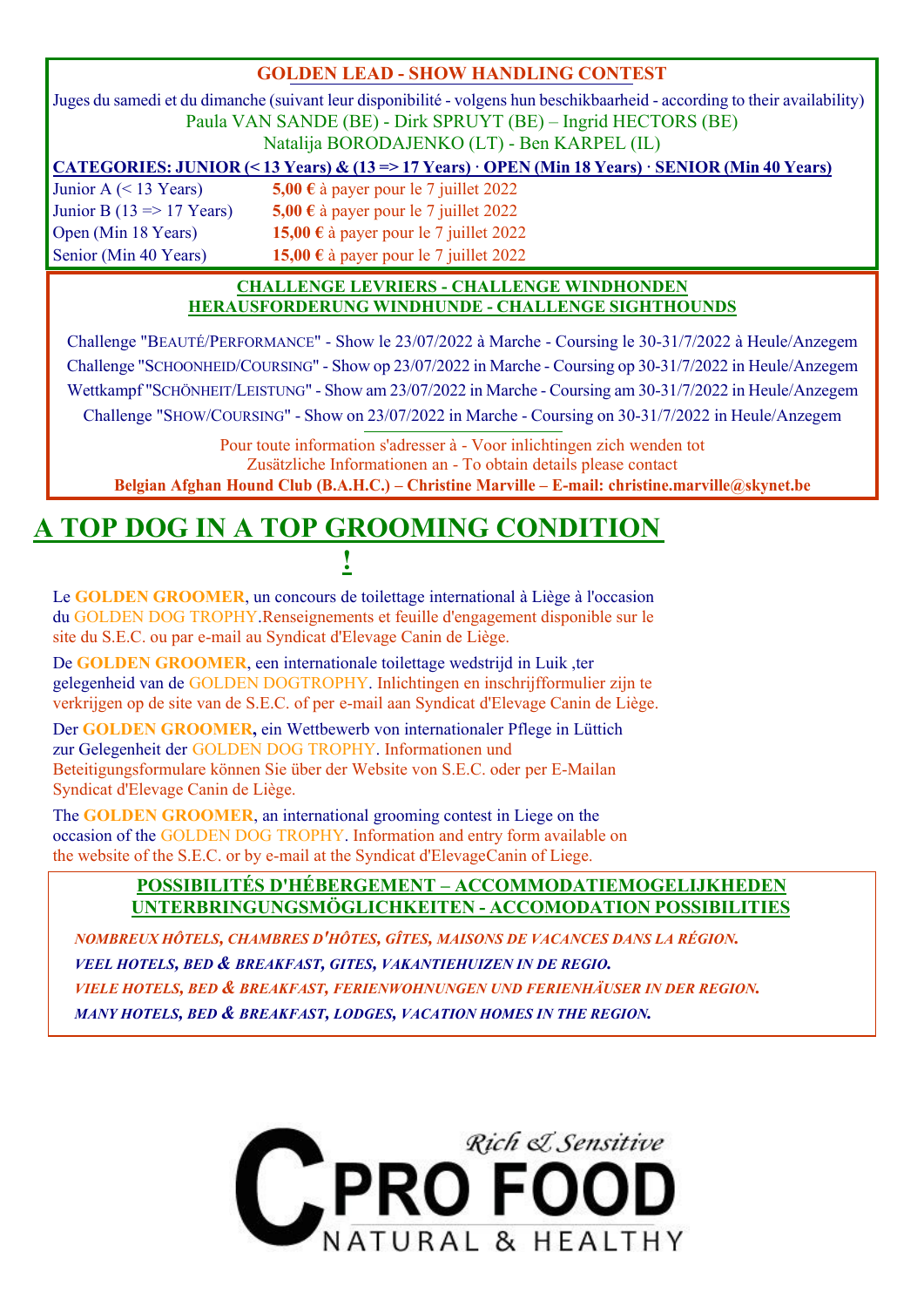## GOLDEN LEAD - SHOW HANDLING CONTEST

Juges du samedi et du dimanche (suivant leur disponibilité - volgens hun beschikbaarheid - according to their availability)

Paula VAN SANDE (BE) - Dirk SPRUYT (BE) – Ingrid HECTORS (BE)
Natalija BORODAJENKO (LT) - Ben KARPEL (IL)

**CATEGORIES: JUNIOR (< 13 Years) & (13 => 17 Years) · OPEN (Min 18 Years) · SENIOR (Min 40 Years)**

| | |
|---|---|
| Junior A (< 13 Years) | **5,00 €** à payer pour le 7 juillet 2022 |
| Junior B (13 => 17 Years) | **5,00 €** à payer pour le 7 juillet 2022 |
| Open (Min 18 Years) | **15,00 €** à payer pour le 7 juillet 2022 |
| Senior (Min 40 Years) | **15,00 €** à payer pour le 7 juillet 2022 |

## CHALLENGE LEVRIERS - CHALLENGE WINDHONDEN
## HERAUSFORDERUNG WINDHUNDE - CHALLENGE SIGHTHOUNDS

Challenge "BEAUTÉ/PERFORMANCE" - Show le 23/07/2022 à Marche - Coursing le 30-31/7/2022 à Heule/Anzegem

Challenge "SCHOONHEID/COURSING" - Show op 23/07/2022 in Marche - Coursing op 30-31/7/2022 in Heule/Anzegem

Wettkampf "SCHÖNHEIT/LEISTUNG" - Show am 23/07/2022 in Marche - Coursing am 30-31/7/2022 in Heule/Anzegem

Challenge "SHOW/COURSING" - Show on 23/07/2022 in Marche - Coursing on 30-31/7/2022 in Heule/Anzegem

Pour toute information s'adresser à - Voor inlichtingen zich wenden tot
Zusätzliche Informationen an - To obtain details please contact
**Belgian Afghan Hound Club (B.A.H.C.) – Christine Marville – E-mail: christine.marville@skynet.be**

# A TOP DOG IN A TOP GROOMING CONDITION !

Le **GOLDEN GROOMER**, un concours de toilettage international à Liège à l'occasion du GOLDEN DOG TROPHY.Renseignements et feuille d'engagement disponible sur le site du S.E.C. ou par e-mail au Syndicat d'Elevage Canin de Liège.

De **GOLDEN GROOMER**, een internationale toilettage wedstrijd in Luik ,ter gelegenheid van de GOLDEN DOGTROPHY. Inlichtingen en inschrijfformulier zijn te verkrijgen op de site van de S.E.C. of per e-mail aan Syndicat d'Elevage Canin de Liège.

Der **GOLDEN GROOMER,** ein Wettbewerb von internationaler Pflege in Lüttich zur Gelegenheit der GOLDEN DOG TROPHY. Informationen und Beteitigungsformulare können Sie über der Website von S.E.C. oder per E-Mailan Syndicat d'Elevage Canin de Liège.

The **GOLDEN GROOMER**, an international grooming contest in Liege on the occasion of the GOLDEN DOG TROPHY. Information and entry form available on the website of the S.E.C. or by e-mail at the Syndicat d'ElevageCanin of Liege.

## POSSIBILITÉS D'HÉBERGEMENT – ACCOMMODATIEMOGELIJKHEDEN
## UNTERBRINGUNGSMÖGLICHKEITEN - ACCOMODATION POSSIBILITIES

*NOMBREUX HÔTELS, CHAMBRES D'HÔTES, GÎTES, MAISONS DE VACANCES DANS LA RÉGION.*

*VEEL HOTELS, BED & BREAKFAST, GITES, VAKANTIEHUIZEN IN DE REGIO.*

*VIELE HOTELS, BED & BREAKFAST, FERIENWOHNUNGEN UND FERIENHÄUSER IN DER REGION.*

*MANY HOTELS, BED & BREAKFAST, LODGES, VACATION HOMES IN THE REGION.*

Rich & Sensitive
C PRO FOOD
NATURAL & HEALTHY